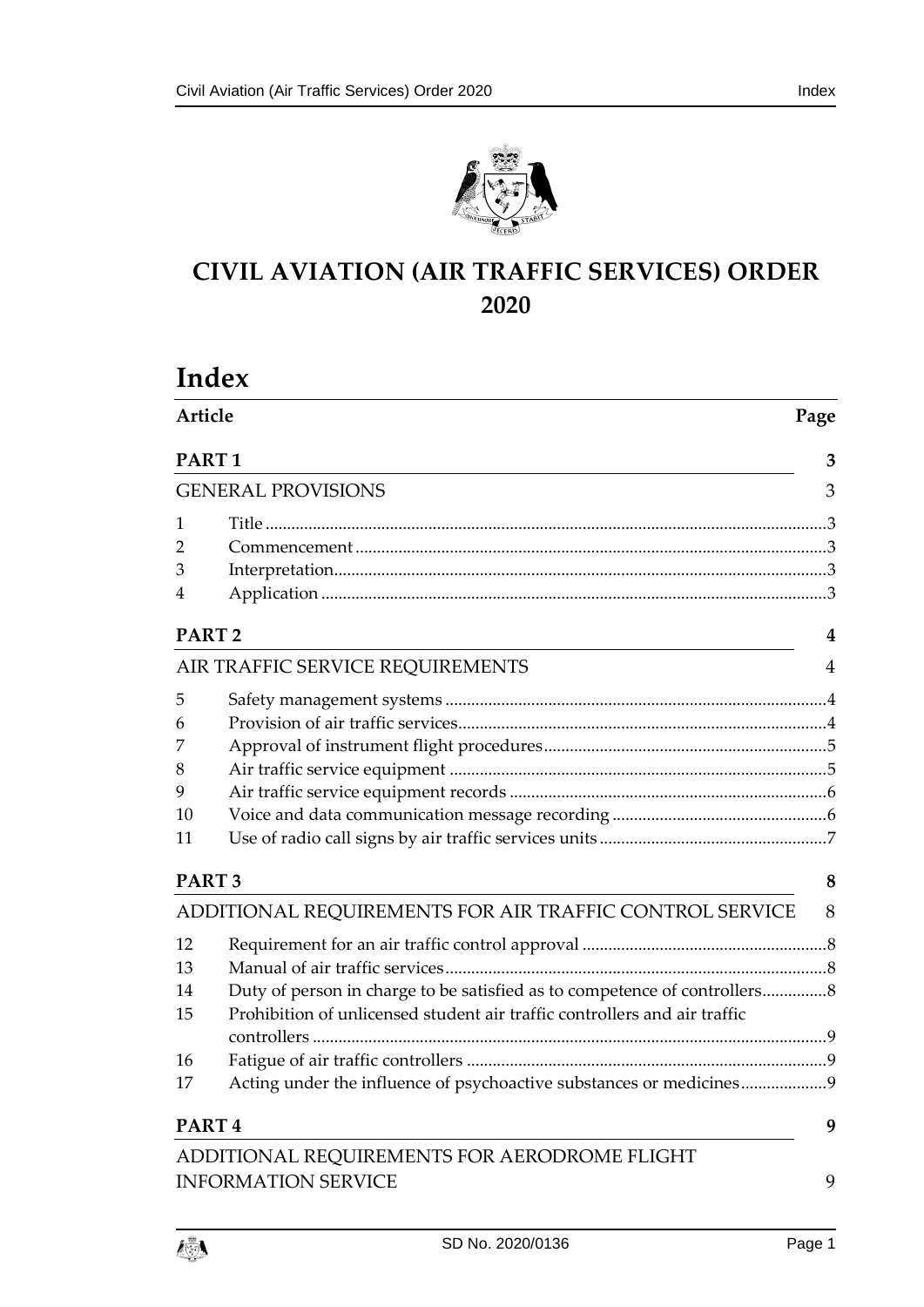# CIVIL AVIATION (AIR TRAFFIC SERVICES) ORDER 2020

## Index

| Article | | Page |
|---|---|---|
| **PART 1** | | **3** |
| GENERAL PROVISIONS | | 3 |
| 1 | Title | 3 |
| 2 | Commencement | 3 |
| 3 | Interpretation | 3 |
| 4 | Application | 3 |
| **PART 2** | | **4** |
| AIR TRAFFIC SERVICE REQUIREMENTS | | 4 |
| 5 | Safety management systems | 4 |
| 6 | Provision of air traffic services | 4 |
| 7 | Approval of instrument flight procedures | 5 |
| 8 | Air traffic service equipment | 5 |
| 9 | Air traffic service equipment records | 6 |
| 10 | Voice and data communication message recording | 6 |
| 11 | Use of radio call signs by air traffic services units | 7 |
| **PART 3** | | **8** |
| ADDITIONAL REQUIREMENTS FOR AIR TRAFFIC CONTROL SERVICE | | 8 |
| 12 | Requirement for an air traffic control approval | 8 |
| 13 | Manual of air traffic services | 8 |
| 14 | Duty of person in charge to be satisfied as to competence of controllers | 8 |
| 15 | Prohibition of unlicensed student air traffic controllers and air traffic controllers | 9 |
| 16 | Fatigue of air traffic controllers | 9 |
| 17 | Acting under the influence of psychoactive substances or medicines | 9 |
| **PART 4** | | **9** |
| ADDITIONAL REQUIREMENTS FOR AERODROME FLIGHT INFORMATION SERVICE | | 9 |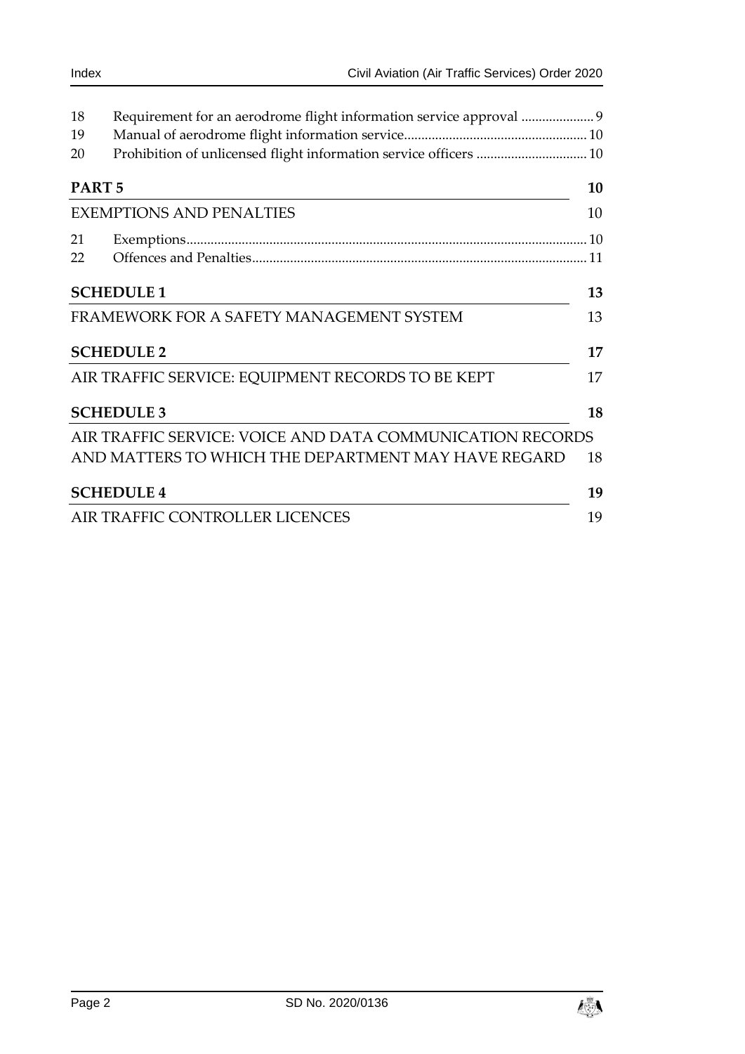18 Requirement for an aerodrome flight information service approval ..................... 9
19 Manual of aerodrome flight information service..................................................... 10
20 Prohibition of unlicensed flight information service officers ................................ 10

**PART 5** 10

EXEMPTIONS AND PENALTIES 10

21 Exemptions.................................................................................................................. 10
22 Offences and Penalties................................................................................................ 11

**SCHEDULE 1** 13

FRAMEWORK FOR A SAFETY MANAGEMENT SYSTEM 13

**SCHEDULE 2** 17

AIR TRAFFIC SERVICE: EQUIPMENT RECORDS TO BE KEPT 17

**SCHEDULE 3** 18

AIR TRAFFIC SERVICE: VOICE AND DATA COMMUNICATION RECORDS AND MATTERS TO WHICH THE DEPARTMENT MAY HAVE REGARD 18

**SCHEDULE 4** 19

AIR TRAFFIC CONTROLLER LICENCES 19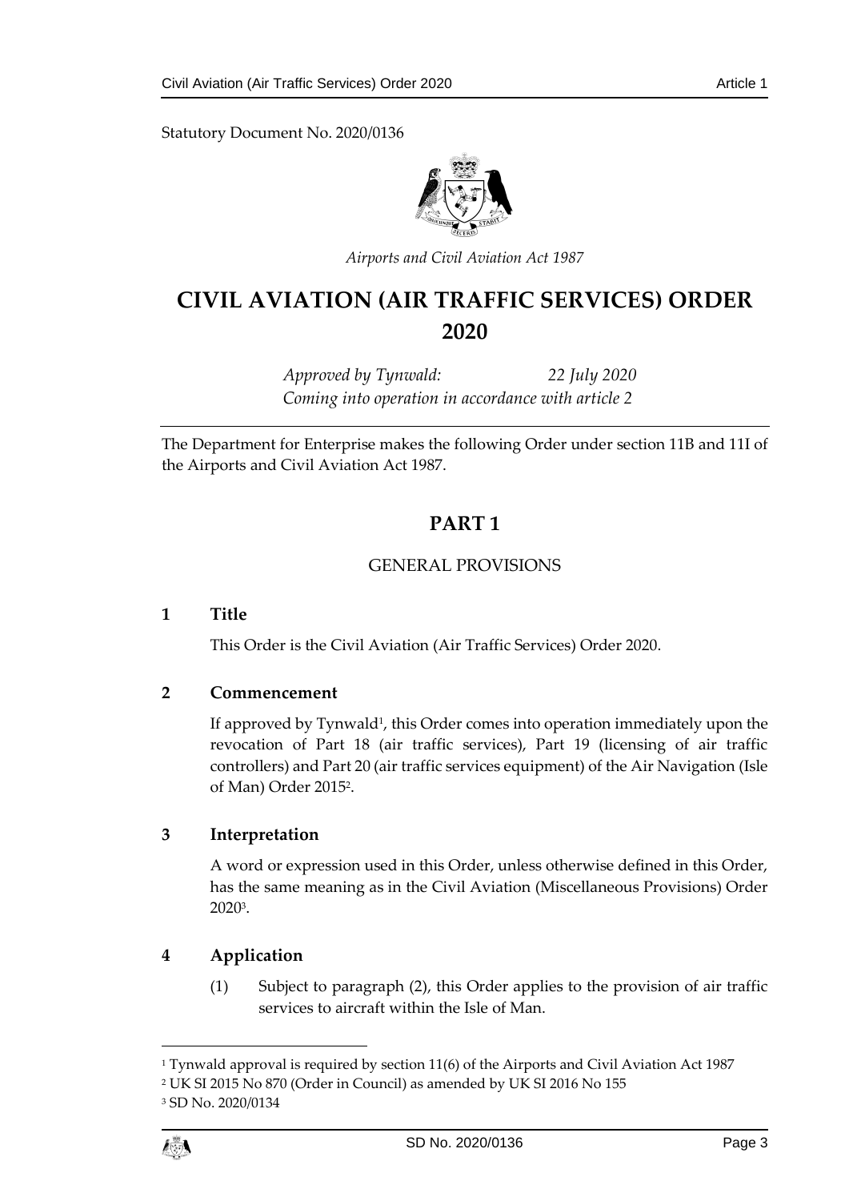Statutory Document No. 2020/0136

*Airports and Civil Aviation Act 1987*

# CIVIL AVIATION (AIR TRAFFIC SERVICES) ORDER 2020

*Approved by Tynwald: 22 July 2020*
*Coming into operation in accordance with article 2*

The Department for Enterprise makes the following Order under section 11B and 11I of the Airports and Civil Aviation Act 1987.

## PART 1

### GENERAL PROVISIONS

### 1 Title

This Order is the Civil Aviation (Air Traffic Services) Order 2020.

### 2 Commencement

If approved by Tynwald[1], this Order comes into operation immediately upon the revocation of Part 18 (air traffic services), Part 19 (licensing of air traffic controllers) and Part 20 (air traffic services equipment) of the Air Navigation (Isle of Man) Order 2015[2].

### 3 Interpretation

A word or expression used in this Order, unless otherwise defined in this Order, has the same meaning as in the Civil Aviation (Miscellaneous Provisions) Order 2020[3].

### 4 Application

(1) Subject to paragraph (2), this Order applies to the provision of air traffic services to aircraft within the Isle of Man.

---

[1] Tynwald approval is required by section 11(6) of the Airports and Civil Aviation Act 1987

[2] UK SI 2015 No 870 (Order in Council) as amended by UK SI 2016 No 155

[3] SD No. 2020/0134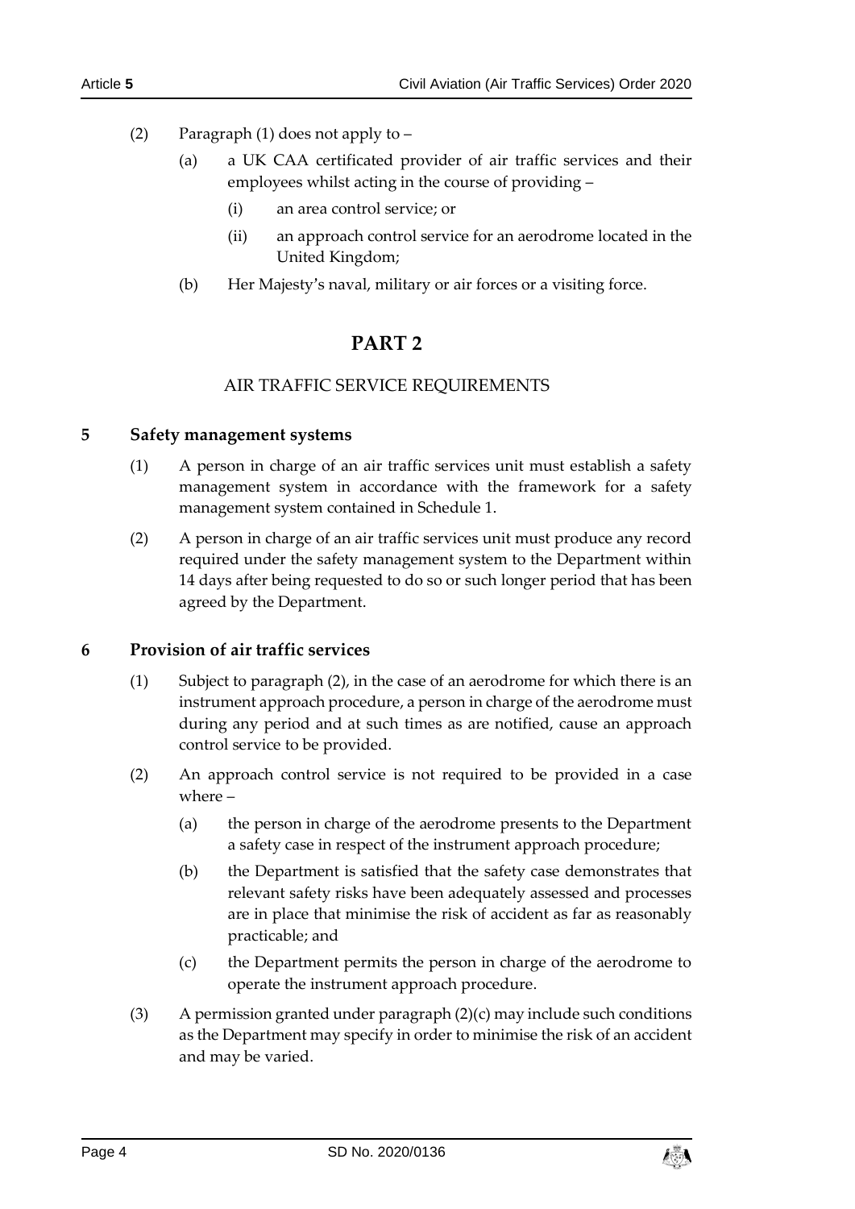(2) Paragraph (1) does not apply to –

(a) a UK CAA certificated provider of air traffic services and their employees whilst acting in the course of providing –

(i) an area control service; or

(ii) an approach control service for an aerodrome located in the United Kingdom;

(b) Her Majesty's naval, military or air forces or a visiting force.

# PART 2

## AIR TRAFFIC SERVICE REQUIREMENTS

### 5 Safety management systems

(1) A person in charge of an air traffic services unit must establish a safety management system in accordance with the framework for a safety management system contained in Schedule 1.

(2) A person in charge of an air traffic services unit must produce any record required under the safety management system to the Department within 14 days after being requested to do so or such longer period that has been agreed by the Department.

### 6 Provision of air traffic services

(1) Subject to paragraph (2), in the case of an aerodrome for which there is an instrument approach procedure, a person in charge of the aerodrome must during any period and at such times as are notified, cause an approach control service to be provided.

(2) An approach control service is not required to be provided in a case where –

(a) the person in charge of the aerodrome presents to the Department a safety case in respect of the instrument approach procedure;

(b) the Department is satisfied that the safety case demonstrates that relevant safety risks have been adequately assessed and processes are in place that minimise the risk of accident as far as reasonably practicable; and

(c) the Department permits the person in charge of the aerodrome to operate the instrument approach procedure.

(3) A permission granted under paragraph (2)(c) may include such conditions as the Department may specify in order to minimise the risk of an accident and may be varied.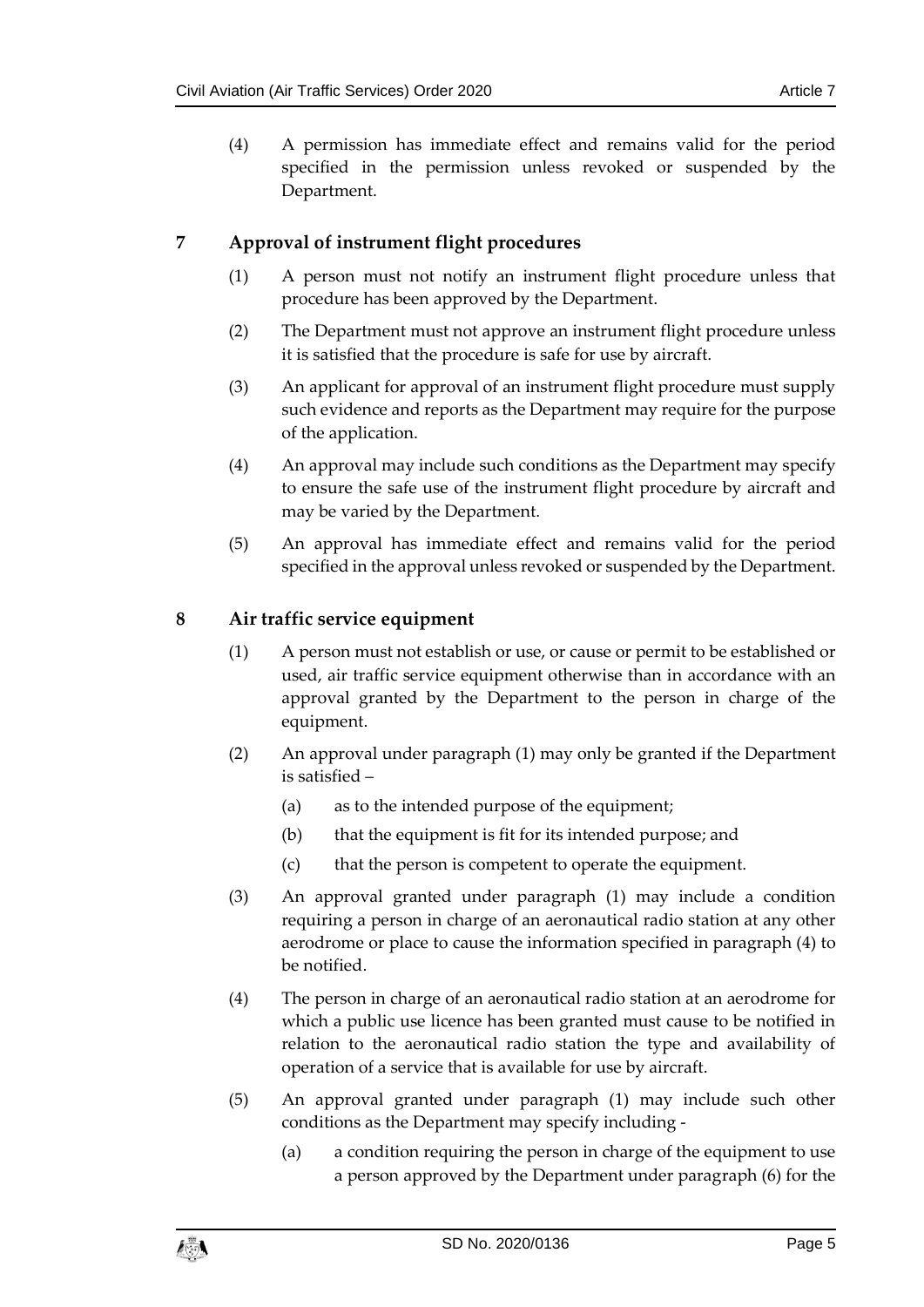(4) A permission has immediate effect and remains valid for the period specified in the permission unless revoked or suspended by the Department.

## 7 Approval of instrument flight procedures

(1) A person must not notify an instrument flight procedure unless that procedure has been approved by the Department.

(2) The Department must not approve an instrument flight procedure unless it is satisfied that the procedure is safe for use by aircraft.

(3) An applicant for approval of an instrument flight procedure must supply such evidence and reports as the Department may require for the purpose of the application.

(4) An approval may include such conditions as the Department may specify to ensure the safe use of the instrument flight procedure by aircraft and may be varied by the Department.

(5) An approval has immediate effect and remains valid for the period specified in the approval unless revoked or suspended by the Department.

## 8 Air traffic service equipment

(1) A person must not establish or use, or cause or permit to be established or used, air traffic service equipment otherwise than in accordance with an approval granted by the Department to the person in charge of the equipment.

(2) An approval under paragraph (1) may only be granted if the Department is satisfied –

(a) as to the intended purpose of the equipment;

(b) that the equipment is fit for its intended purpose; and

(c) that the person is competent to operate the equipment.

(3) An approval granted under paragraph (1) may include a condition requiring a person in charge of an aeronautical radio station at any other aerodrome or place to cause the information specified in paragraph (4) to be notified.

(4) The person in charge of an aeronautical radio station at an aerodrome for which a public use licence has been granted must cause to be notified in relation to the aeronautical radio station the type and availability of operation of a service that is available for use by aircraft.

(5) An approval granted under paragraph (1) may include such other conditions as the Department may specify including -

(a) a condition requiring the person in charge of the equipment to use a person approved by the Department under paragraph (6) for the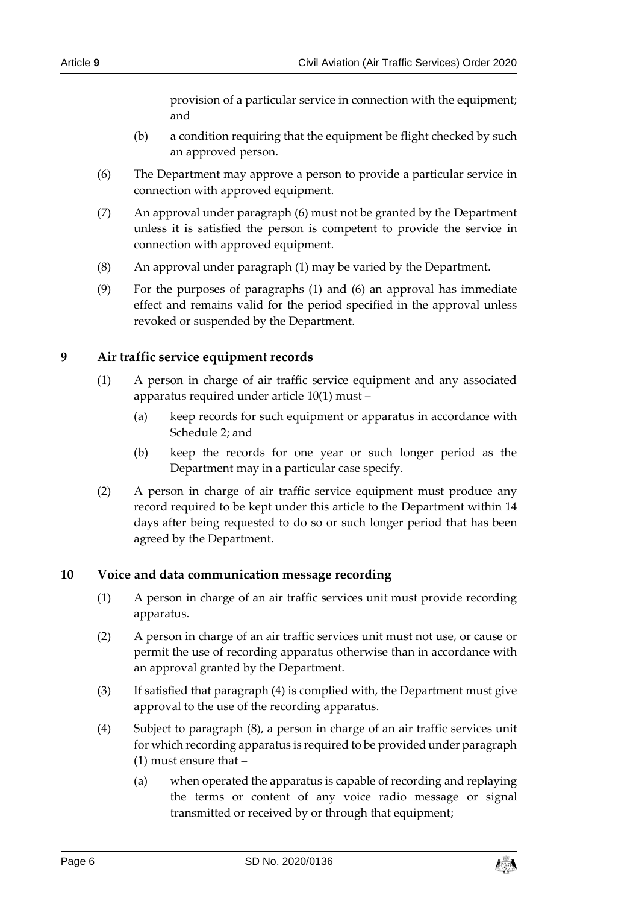provision of a particular service in connection with the equipment; and

(b) a condition requiring that the equipment be flight checked by such an approved person.

(6) The Department may approve a person to provide a particular service in connection with approved equipment.

(7) An approval under paragraph (6) must not be granted by the Department unless it is satisfied the person is competent to provide the service in connection with approved equipment.

(8) An approval under paragraph (1) may be varied by the Department.

(9) For the purposes of paragraphs (1) and (6) an approval has immediate effect and remains valid for the period specified in the approval unless revoked or suspended by the Department.

## 9 Air traffic service equipment records

(1) A person in charge of air traffic service equipment and any associated apparatus required under article 10(1) must –

(a) keep records for such equipment or apparatus in accordance with Schedule 2; and

(b) keep the records for one year or such longer period as the Department may in a particular case specify.

(2) A person in charge of air traffic service equipment must produce any record required to be kept under this article to the Department within 14 days after being requested to do so or such longer period that has been agreed by the Department.

## 10 Voice and data communication message recording

(1) A person in charge of an air traffic services unit must provide recording apparatus.

(2) A person in charge of an air traffic services unit must not use, or cause or permit the use of recording apparatus otherwise than in accordance with an approval granted by the Department.

(3) If satisfied that paragraph (4) is complied with, the Department must give approval to the use of the recording apparatus.

(4) Subject to paragraph (8), a person in charge of an air traffic services unit for which recording apparatus is required to be provided under paragraph (1) must ensure that –

(a) when operated the apparatus is capable of recording and replaying the terms or content of any voice radio message or signal transmitted or received by or through that equipment;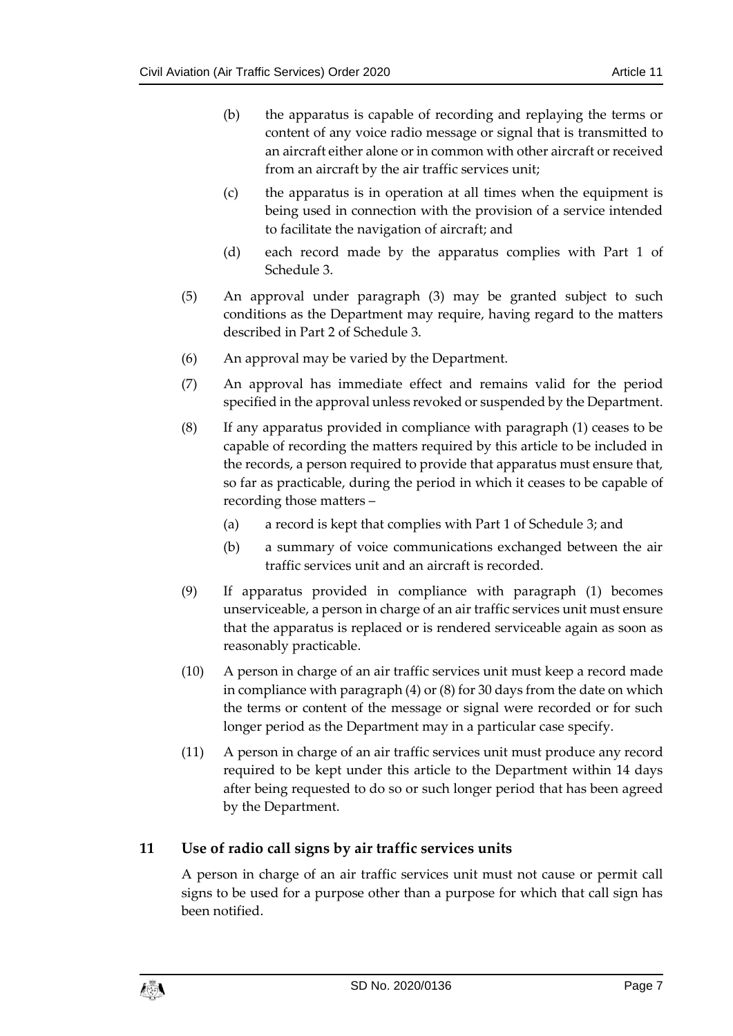(b) the apparatus is capable of recording and replaying the terms or content of any voice radio message or signal that is transmitted to an aircraft either alone or in common with other aircraft or received from an aircraft by the air traffic services unit;

(c) the apparatus is in operation at all times when the equipment is being used in connection with the provision of a service intended to facilitate the navigation of aircraft; and

(d) each record made by the apparatus complies with Part 1 of Schedule 3.

(5) An approval under paragraph (3) may be granted subject to such conditions as the Department may require, having regard to the matters described in Part 2 of Schedule 3.

(6) An approval may be varied by the Department.

(7) An approval has immediate effect and remains valid for the period specified in the approval unless revoked or suspended by the Department.

(8) If any apparatus provided in compliance with paragraph (1) ceases to be capable of recording the matters required by this article to be included in the records, a person required to provide that apparatus must ensure that, so far as practicable, during the period in which it ceases to be capable of recording those matters –

(a) a record is kept that complies with Part 1 of Schedule 3; and

(b) a summary of voice communications exchanged between the air traffic services unit and an aircraft is recorded.

(9) If apparatus provided in compliance with paragraph (1) becomes unserviceable, a person in charge of an air traffic services unit must ensure that the apparatus is replaced or is rendered serviceable again as soon as reasonably practicable.

(10) A person in charge of an air traffic services unit must keep a record made in compliance with paragraph (4) or (8) for 30 days from the date on which the terms or content of the message or signal were recorded or for such longer period as the Department may in a particular case specify.

(11) A person in charge of an air traffic services unit must produce any record required to be kept under this article to the Department within 14 days after being requested to do so or such longer period that has been agreed by the Department.

## 11 Use of radio call signs by air traffic services units

A person in charge of an air traffic services unit must not cause or permit call signs to be used for a purpose other than a purpose for which that call sign has been notified.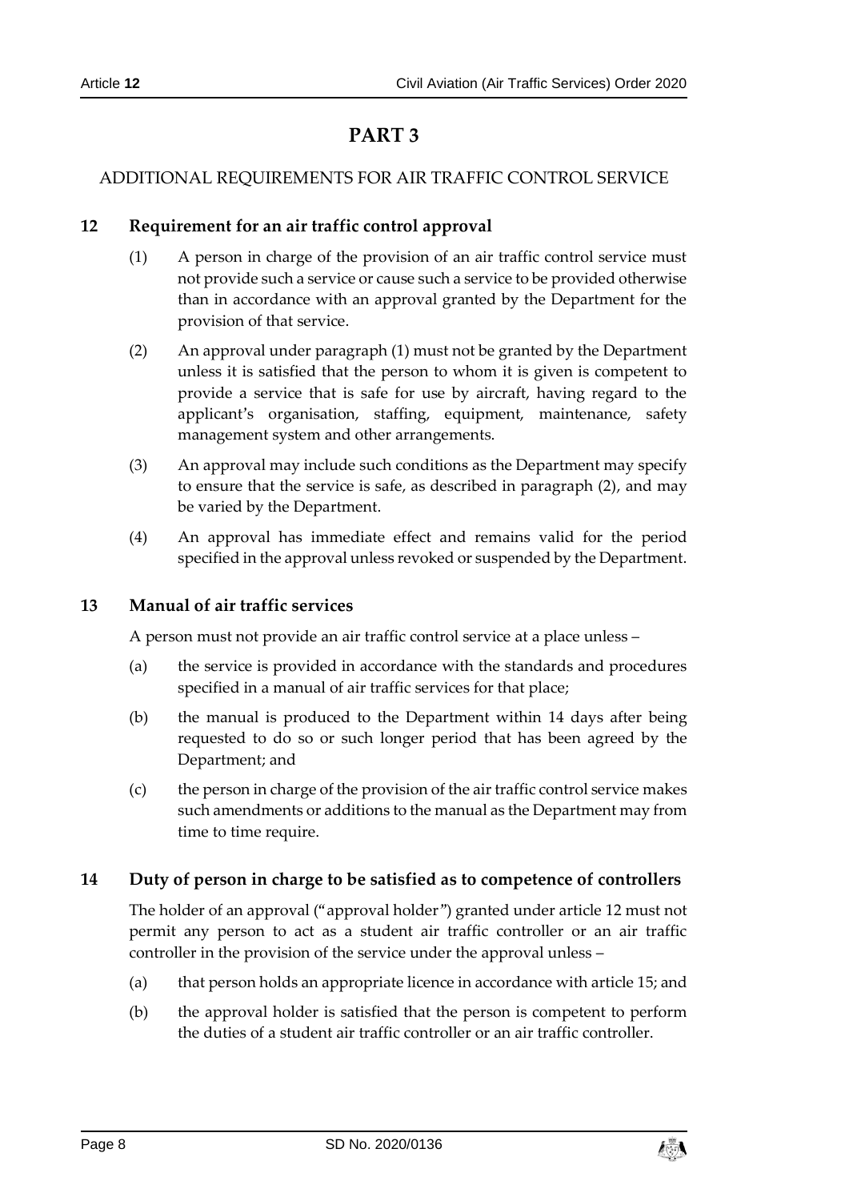# PART 3

## ADDITIONAL REQUIREMENTS FOR AIR TRAFFIC CONTROL SERVICE

### 12 Requirement for an air traffic control approval

(1) A person in charge of the provision of an air traffic control service must not provide such a service or cause such a service to be provided otherwise than in accordance with an approval granted by the Department for the provision of that service.

(2) An approval under paragraph (1) must not be granted by the Department unless it is satisfied that the person to whom it is given is competent to provide a service that is safe for use by aircraft, having regard to the applicant's organisation, staffing, equipment, maintenance, safety management system and other arrangements.

(3) An approval may include such conditions as the Department may specify to ensure that the service is safe, as described in paragraph (2), and may be varied by the Department.

(4) An approval has immediate effect and remains valid for the period specified in the approval unless revoked or suspended by the Department.

### 13 Manual of air traffic services

A person must not provide an air traffic control service at a place unless –

(a) the service is provided in accordance with the standards and procedures specified in a manual of air traffic services for that place;

(b) the manual is produced to the Department within 14 days after being requested to do so or such longer period that has been agreed by the Department; and

(c) the person in charge of the provision of the air traffic control service makes such amendments or additions to the manual as the Department may from time to time require.

### 14 Duty of person in charge to be satisfied as to competence of controllers

The holder of an approval ("approval holder") granted under article 12 must not permit any person to act as a student air traffic controller or an air traffic controller in the provision of the service under the approval unless –

(a) that person holds an appropriate licence in accordance with article 15; and

(b) the approval holder is satisfied that the person is competent to perform the duties of a student air traffic controller or an air traffic controller.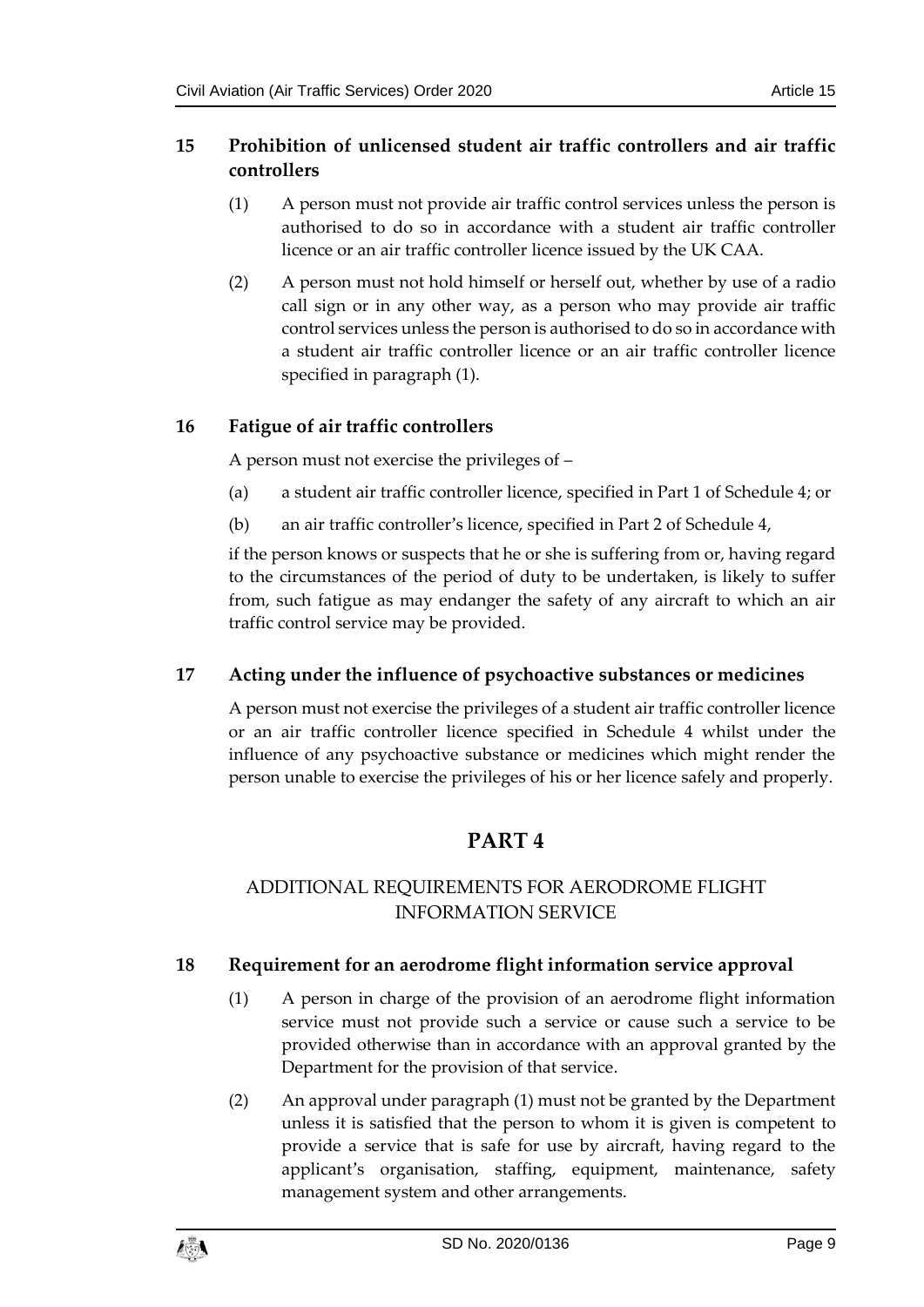## 15 Prohibition of unlicensed student air traffic controllers and air traffic controllers

(1) A person must not provide air traffic control services unless the person is authorised to do so in accordance with a student air traffic controller licence or an air traffic controller licence issued by the UK CAA.

(2) A person must not hold himself or herself out, whether by use of a radio call sign or in any other way, as a person who may provide air traffic control services unless the person is authorised to do so in accordance with a student air traffic controller licence or an air traffic controller licence specified in paragraph (1).

## 16 Fatigue of air traffic controllers

A person must not exercise the privileges of –

(a) a student air traffic controller licence, specified in Part 1 of Schedule 4; or

(b) an air traffic controller's licence, specified in Part 2 of Schedule 4,

if the person knows or suspects that he or she is suffering from or, having regard to the circumstances of the period of duty to be undertaken, is likely to suffer from, such fatigue as may endanger the safety of any aircraft to which an air traffic control service may be provided.

## 17 Acting under the influence of psychoactive substances or medicines

A person must not exercise the privileges of a student air traffic controller licence or an air traffic controller licence specified in Schedule 4 whilst under the influence of any psychoactive substance or medicines which might render the person unable to exercise the privileges of his or her licence safely and properly.

# PART 4

## ADDITIONAL REQUIREMENTS FOR AERODROME FLIGHT INFORMATION SERVICE

## 18 Requirement for an aerodrome flight information service approval

(1) A person in charge of the provision of an aerodrome flight information service must not provide such a service or cause such a service to be provided otherwise than in accordance with an approval granted by the Department for the provision of that service.

(2) An approval under paragraph (1) must not be granted by the Department unless it is satisfied that the person to whom it is given is competent to provide a service that is safe for use by aircraft, having regard to the applicant's organisation, staffing, equipment, maintenance, safety management system and other arrangements.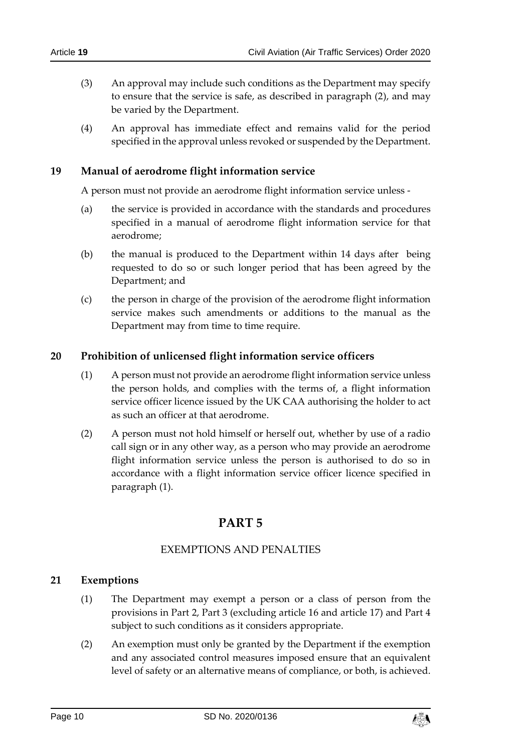(3) An approval may include such conditions as the Department may specify to ensure that the service is safe, as described in paragraph (2), and may be varied by the Department.

(4) An approval has immediate effect and remains valid for the period specified in the approval unless revoked or suspended by the Department.

### 19 Manual of aerodrome flight information service

A person must not provide an aerodrome flight information service unless -

(a) the service is provided in accordance with the standards and procedures specified in a manual of aerodrome flight information service for that aerodrome;

(b) the manual is produced to the Department within 14 days after being requested to do so or such longer period that has been agreed by the Department; and

(c) the person in charge of the provision of the aerodrome flight information service makes such amendments or additions to the manual as the Department may from time to time require.

### 20 Prohibition of unlicensed flight information service officers

(1) A person must not provide an aerodrome flight information service unless the person holds, and complies with the terms of, a flight information service officer licence issued by the UK CAA authorising the holder to act as such an officer at that aerodrome.

(2) A person must not hold himself or herself out, whether by use of a radio call sign or in any other way, as a person who may provide an aerodrome flight information service unless the person is authorised to do so in accordance with a flight information service officer licence specified in paragraph (1).

## PART 5

## EXEMPTIONS AND PENALTIES

### 21 Exemptions

(1) The Department may exempt a person or a class of person from the provisions in Part 2, Part 3 (excluding article 16 and article 17) and Part 4 subject to such conditions as it considers appropriate.

(2) An exemption must only be granted by the Department if the exemption and any associated control measures imposed ensure that an equivalent level of safety or an alternative means of compliance, or both, is achieved.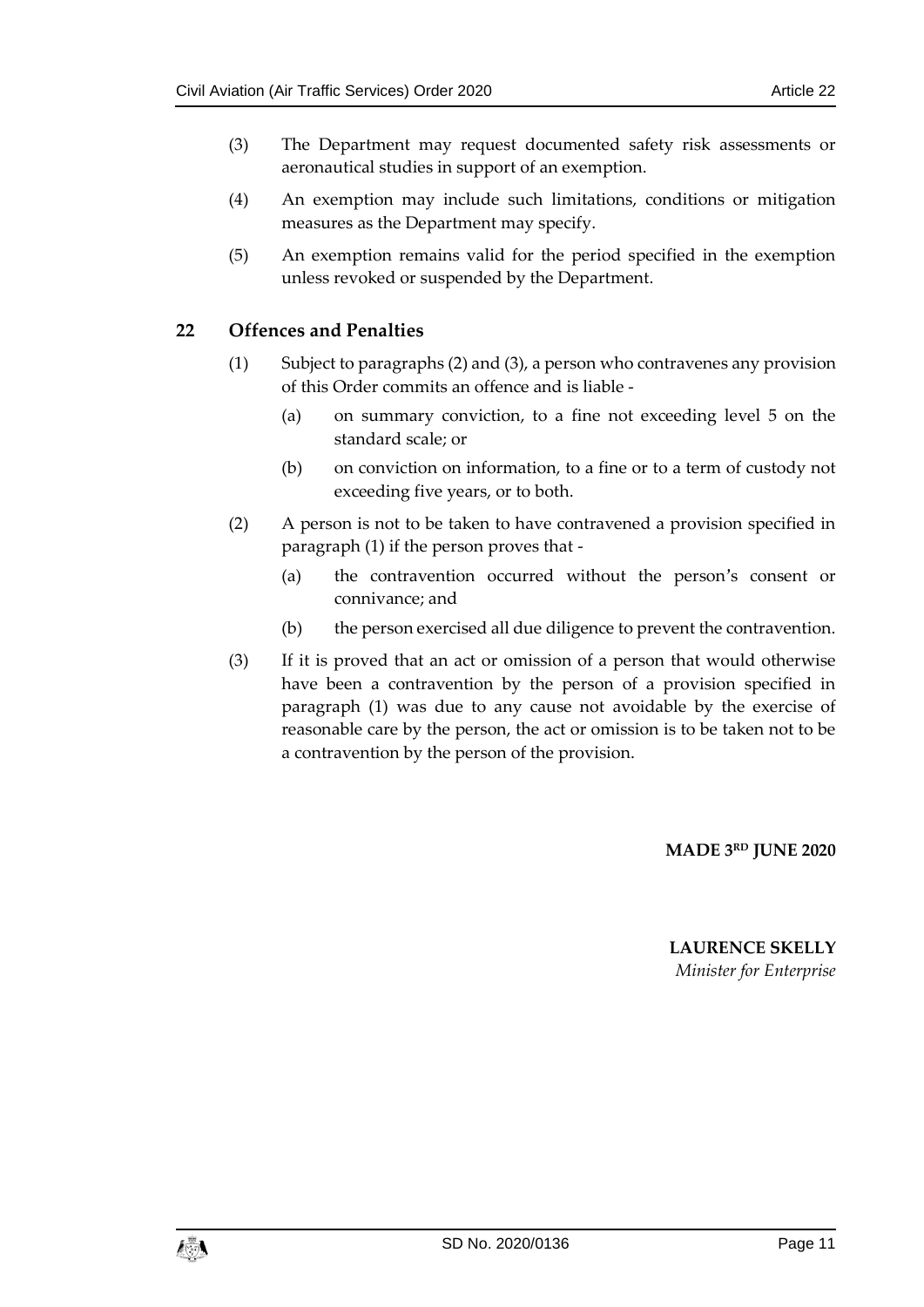(3) The Department may request documented safety risk assessments or aeronautical studies in support of an exemption.

(4) An exemption may include such limitations, conditions or mitigation measures as the Department may specify.

(5) An exemption remains valid for the period specified in the exemption unless revoked or suspended by the Department.

## 22 Offences and Penalties

(1) Subject to paragraphs (2) and (3), a person who contravenes any provision of this Order commits an offence and is liable -

(a) on summary conviction, to a fine not exceeding level 5 on the standard scale; or

(b) on conviction on information, to a fine or to a term of custody not exceeding five years, or to both.

(2) A person is not to be taken to have contravened a provision specified in paragraph (1) if the person proves that -

(a) the contravention occurred without the person's consent or connivance; and

(b) the person exercised all due diligence to prevent the contravention.

(3) If it is proved that an act or omission of a person that would otherwise have been a contravention by the person of a provision specified in paragraph (1) was due to any cause not avoidable by the exercise of reasonable care by the person, the act or omission is to be taken not to be a contravention by the person of the provision.

**MADE 3RD JUNE 2020**

**LAURENCE SKELLY**
*Minister for Enterprise*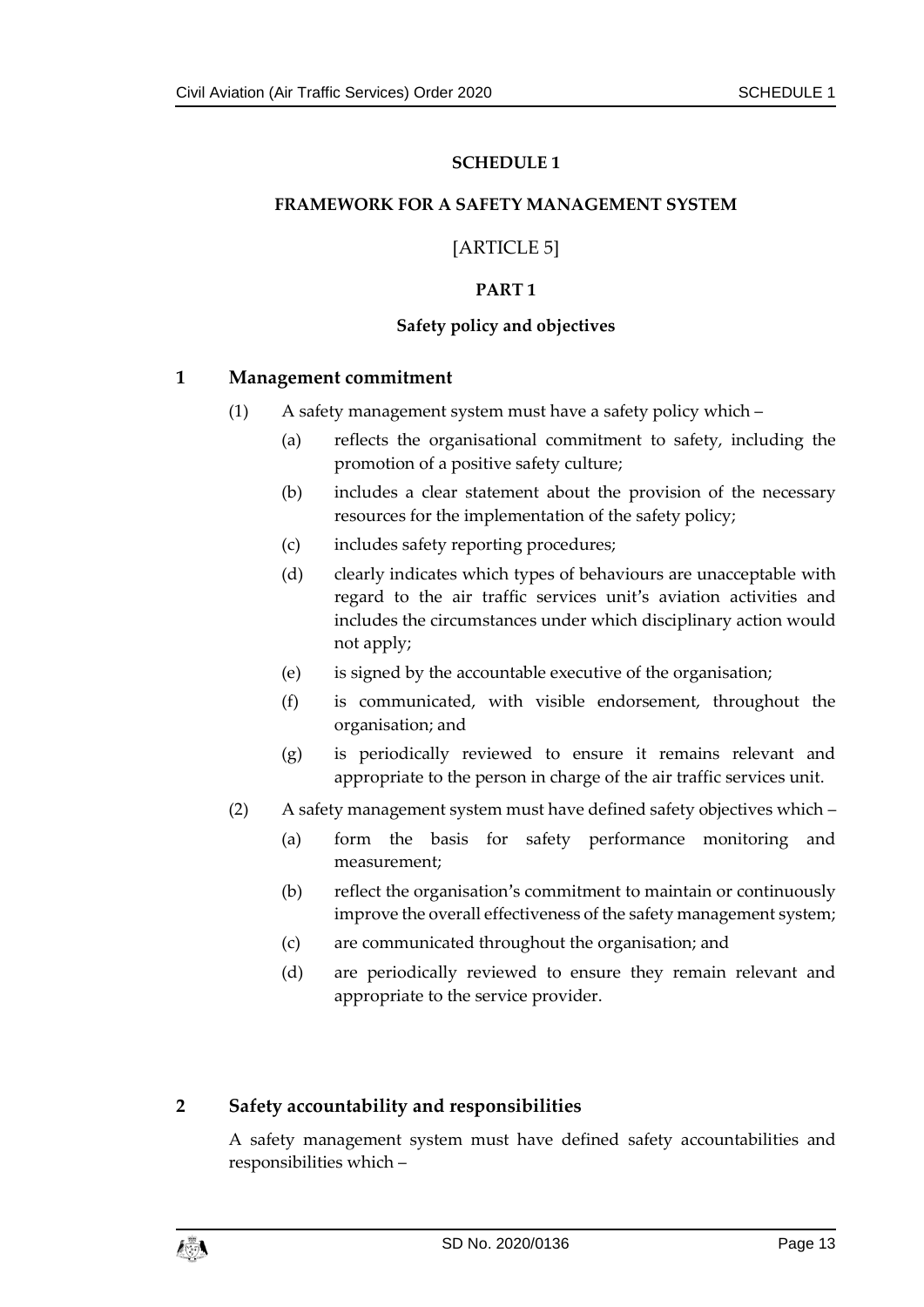# SCHEDULE 1

## FRAMEWORK FOR A SAFETY MANAGEMENT SYSTEM

[ARTICLE 5]

## PART 1

### Safety policy and objectives

### 1 Management commitment

(1) A safety management system must have a safety policy which –

(a) reflects the organisational commitment to safety, including the promotion of a positive safety culture;

(b) includes a clear statement about the provision of the necessary resources for the implementation of the safety policy;

(c) includes safety reporting procedures;

(d) clearly indicates which types of behaviours are unacceptable with regard to the air traffic services unit's aviation activities and includes the circumstances under which disciplinary action would not apply;

(e) is signed by the accountable executive of the organisation;

(f) is communicated, with visible endorsement, throughout the organisation; and

(g) is periodically reviewed to ensure it remains relevant and appropriate to the person in charge of the air traffic services unit.

(2) A safety management system must have defined safety objectives which –

(a) form the basis for safety performance monitoring and measurement;

(b) reflect the organisation's commitment to maintain or continuously improve the overall effectiveness of the safety management system;

(c) are communicated throughout the organisation; and

(d) are periodically reviewed to ensure they remain relevant and appropriate to the service provider.

### 2 Safety accountability and responsibilities

A safety management system must have defined safety accountabilities and responsibilities which –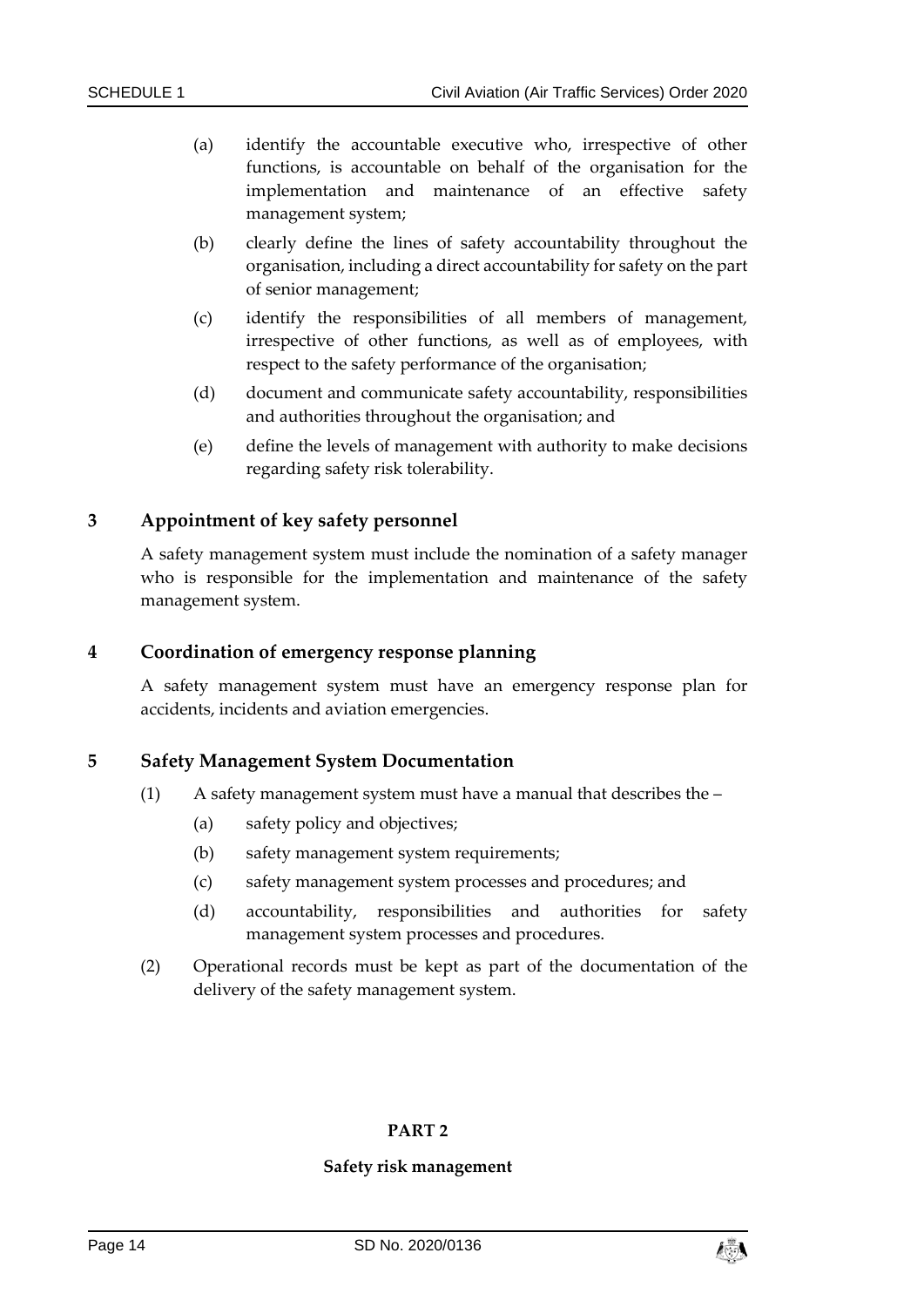(a) identify the accountable executive who, irrespective of other functions, is accountable on behalf of the organisation for the implementation and maintenance of an effective safety management system;

(b) clearly define the lines of safety accountability throughout the organisation, including a direct accountability for safety on the part of senior management;

(c) identify the responsibilities of all members of management, irrespective of other functions, as well as of employees, with respect to the safety performance of the organisation;

(d) document and communicate safety accountability, responsibilities and authorities throughout the organisation; and

(e) define the levels of management with authority to make decisions regarding safety risk tolerability.

### 3 Appointment of key safety personnel

A safety management system must include the nomination of a safety manager who is responsible for the implementation and maintenance of the safety management system.

### 4 Coordination of emergency response planning

A safety management system must have an emergency response plan for accidents, incidents and aviation emergencies.

### 5 Safety Management System Documentation

(1) A safety management system must have a manual that describes the –

(a) safety policy and objectives;

(b) safety management system requirements;

(c) safety management system processes and procedures; and

(d) accountability, responsibilities and authorities for safety management system processes and procedures.

(2) Operational records must be kept as part of the documentation of the delivery of the safety management system.

## PART 2

## Safety risk management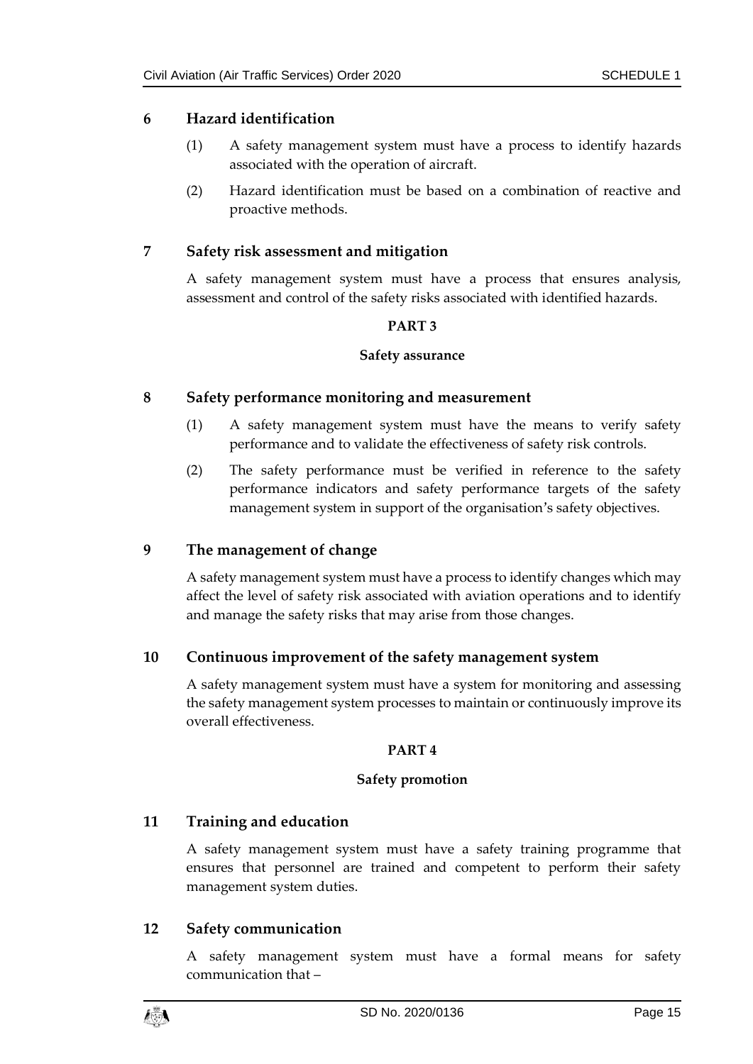## 6 Hazard identification

(1) A safety management system must have a process to identify hazards associated with the operation of aircraft.

(2) Hazard identification must be based on a combination of reactive and proactive methods.

## 7 Safety risk assessment and mitigation

A safety management system must have a process that ensures analysis, assessment and control of the safety risks associated with identified hazards.

**PART 3**

**Safety assurance**

## 8 Safety performance monitoring and measurement

(1) A safety management system must have the means to verify safety performance and to validate the effectiveness of safety risk controls.

(2) The safety performance must be verified in reference to the safety performance indicators and safety performance targets of the safety management system in support of the organisation's safety objectives.

## 9 The management of change

A safety management system must have a process to identify changes which may affect the level of safety risk associated with aviation operations and to identify and manage the safety risks that may arise from those changes.

## 10 Continuous improvement of the safety management system

A safety management system must have a system for monitoring and assessing the safety management system processes to maintain or continuously improve its overall effectiveness.

**PART 4**

**Safety promotion**

## 11 Training and education

A safety management system must have a safety training programme that ensures that personnel are trained and competent to perform their safety management system duties.

## 12 Safety communication

A safety management system must have a formal means for safety communication that –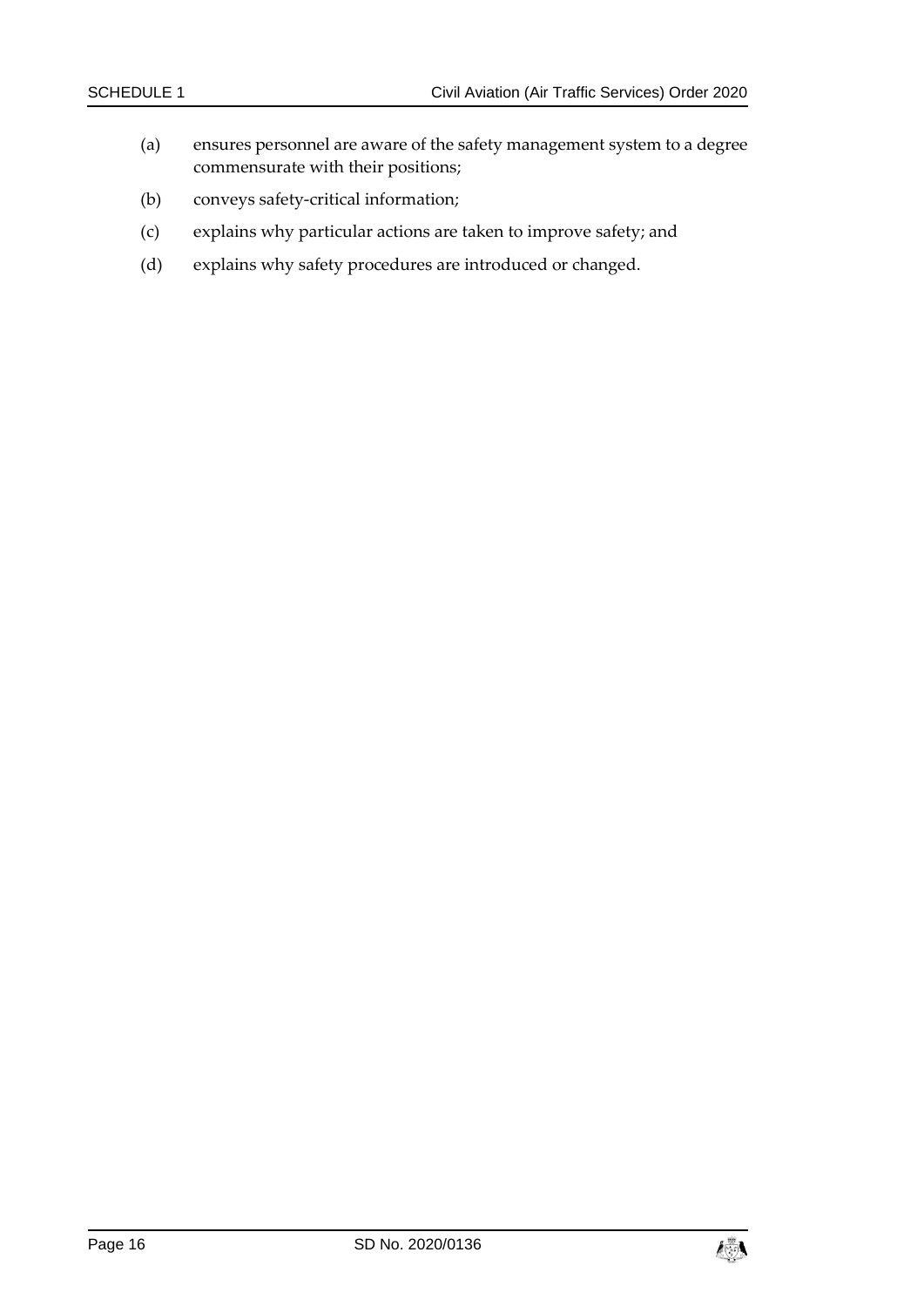(a) ensures personnel are aware of the safety management system to a degree commensurate with their positions;

(b) conveys safety-critical information;

(c) explains why particular actions are taken to improve safety; and

(d) explains why safety procedures are introduced or changed.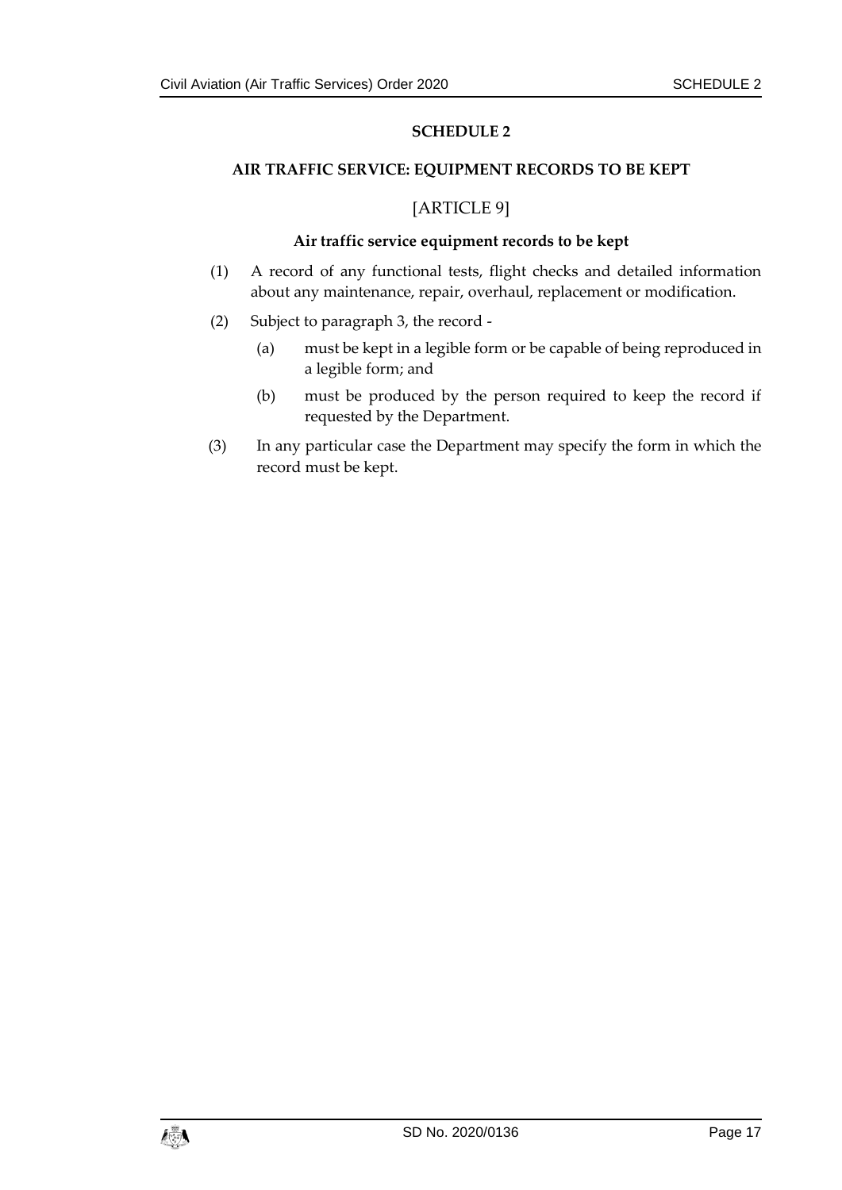# SCHEDULE 2

## AIR TRAFFIC SERVICE: EQUIPMENT RECORDS TO BE KEPT

[ARTICLE 9]

### Air traffic service equipment records to be kept

(1) A record of any functional tests, flight checks and detailed information about any maintenance, repair, overhaul, replacement or modification.

(2) Subject to paragraph 3, the record -

(a) must be kept in a legible form or be capable of being reproduced in a legible form; and

(b) must be produced by the person required to keep the record if requested by the Department.

(3) In any particular case the Department may specify the form in which the record must be kept.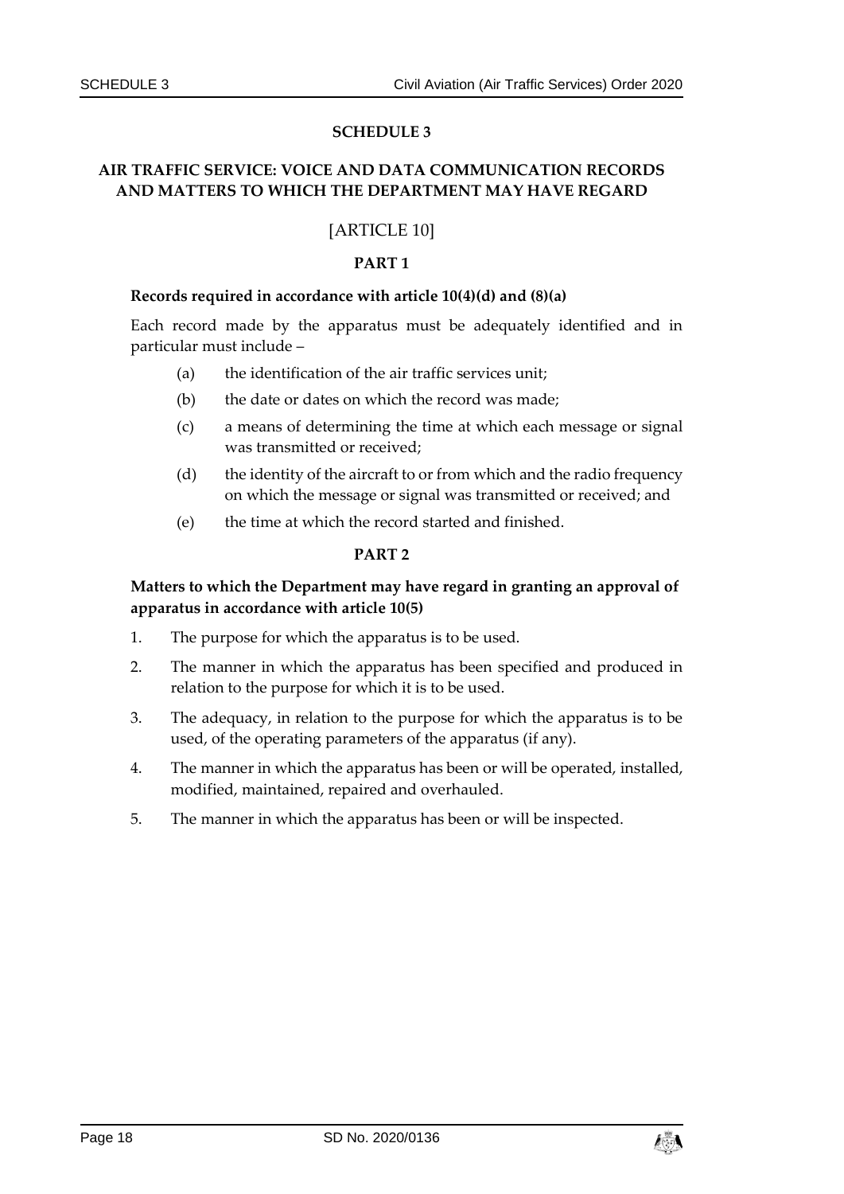# SCHEDULE 3

## AIR TRAFFIC SERVICE: VOICE AND DATA COMMUNICATION RECORDS AND MATTERS TO WHICH THE DEPARTMENT MAY HAVE REGARD

[ARTICLE 10]

### PART 1

**Records required in accordance with article 10(4)(d) and (8)(a)**

Each record made by the apparatus must be adequately identified and in particular must include –

(a) the identification of the air traffic services unit;

(b) the date or dates on which the record was made;

(c) a means of determining the time at which each message or signal was transmitted or received;

(d) the identity of the aircraft to or from which and the radio frequency on which the message or signal was transmitted or received; and

(e) the time at which the record started and finished.

### PART 2

**Matters to which the Department may have regard in granting an approval of apparatus in accordance with article 10(5)**

1. The purpose for which the apparatus is to be used.

2. The manner in which the apparatus has been specified and produced in relation to the purpose for which it is to be used.

3. The adequacy, in relation to the purpose for which the apparatus is to be used, of the operating parameters of the apparatus (if any).

4. The manner in which the apparatus has been or will be operated, installed, modified, maintained, repaired and overhauled.

5. The manner in which the apparatus has been or will be inspected.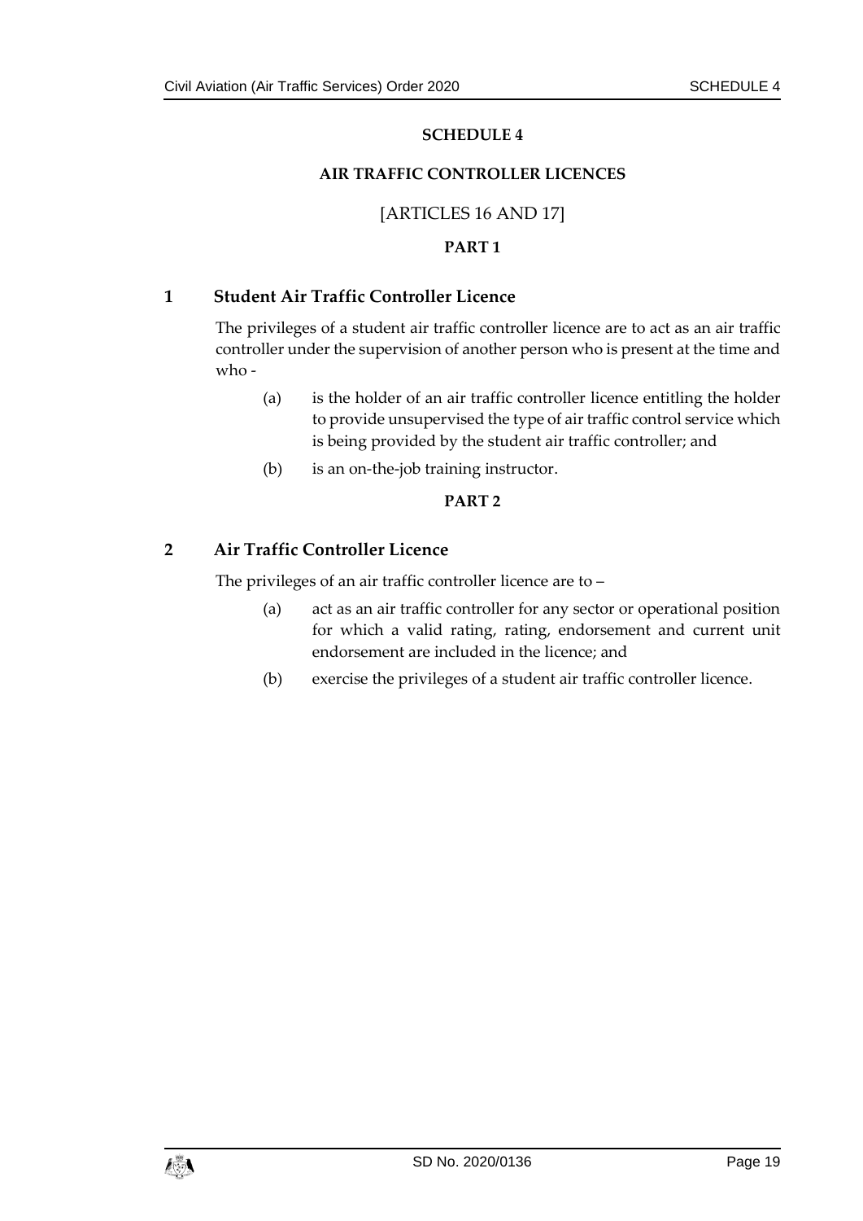# SCHEDULE 4

## AIR TRAFFIC CONTROLLER LICENCES

[ARTICLES 16 AND 17]

### PART 1

**1 Student Air Traffic Controller Licence**

The privileges of a student air traffic controller licence are to act as an air traffic controller under the supervision of another person who is present at the time and who -

(a) is the holder of an air traffic controller licence entitling the holder to provide unsupervised the type of air traffic control service which is being provided by the student air traffic controller; and

(b) is an on-the-job training instructor.

### PART 2

**2 Air Traffic Controller Licence**

The privileges of an air traffic controller licence are to –

(a) act as an air traffic controller for any sector or operational position for which a valid rating, rating, endorsement and current unit endorsement are included in the licence; and

(b) exercise the privileges of a student air traffic controller licence.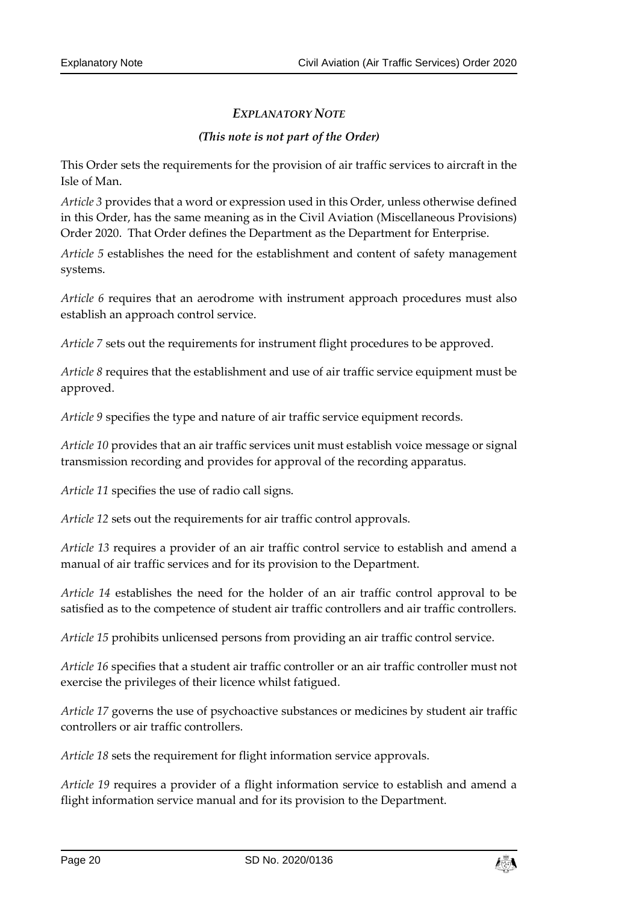## *EXPLANATORY NOTE*

***(This note is not part of the Order)***

This Order sets the requirements for the provision of air traffic services to aircraft in the Isle of Man.

*Article 3* provides that a word or expression used in this Order, unless otherwise defined in this Order, has the same meaning as in the Civil Aviation (Miscellaneous Provisions) Order 2020. That Order defines the Department as the Department for Enterprise.

*Article 5* establishes the need for the establishment and content of safety management systems.

*Article 6* requires that an aerodrome with instrument approach procedures must also establish an approach control service.

*Article 7* sets out the requirements for instrument flight procedures to be approved.

*Article 8* requires that the establishment and use of air traffic service equipment must be approved.

*Article 9* specifies the type and nature of air traffic service equipment records.

*Article 10* provides that an air traffic services unit must establish voice message or signal transmission recording and provides for approval of the recording apparatus.

*Article 11* specifies the use of radio call signs.

*Article 12* sets out the requirements for air traffic control approvals.

*Article 13* requires a provider of an air traffic control service to establish and amend a manual of air traffic services and for its provision to the Department.

*Article 14* establishes the need for the holder of an air traffic control approval to be satisfied as to the competence of student air traffic controllers and air traffic controllers.

*Article 15* prohibits unlicensed persons from providing an air traffic control service.

*Article 16* specifies that a student air traffic controller or an air traffic controller must not exercise the privileges of their licence whilst fatigued.

*Article 17* governs the use of psychoactive substances or medicines by student air traffic controllers or air traffic controllers.

*Article 18* sets the requirement for flight information service approvals.

*Article 19* requires a provider of a flight information service to establish and amend a flight information service manual and for its provision to the Department.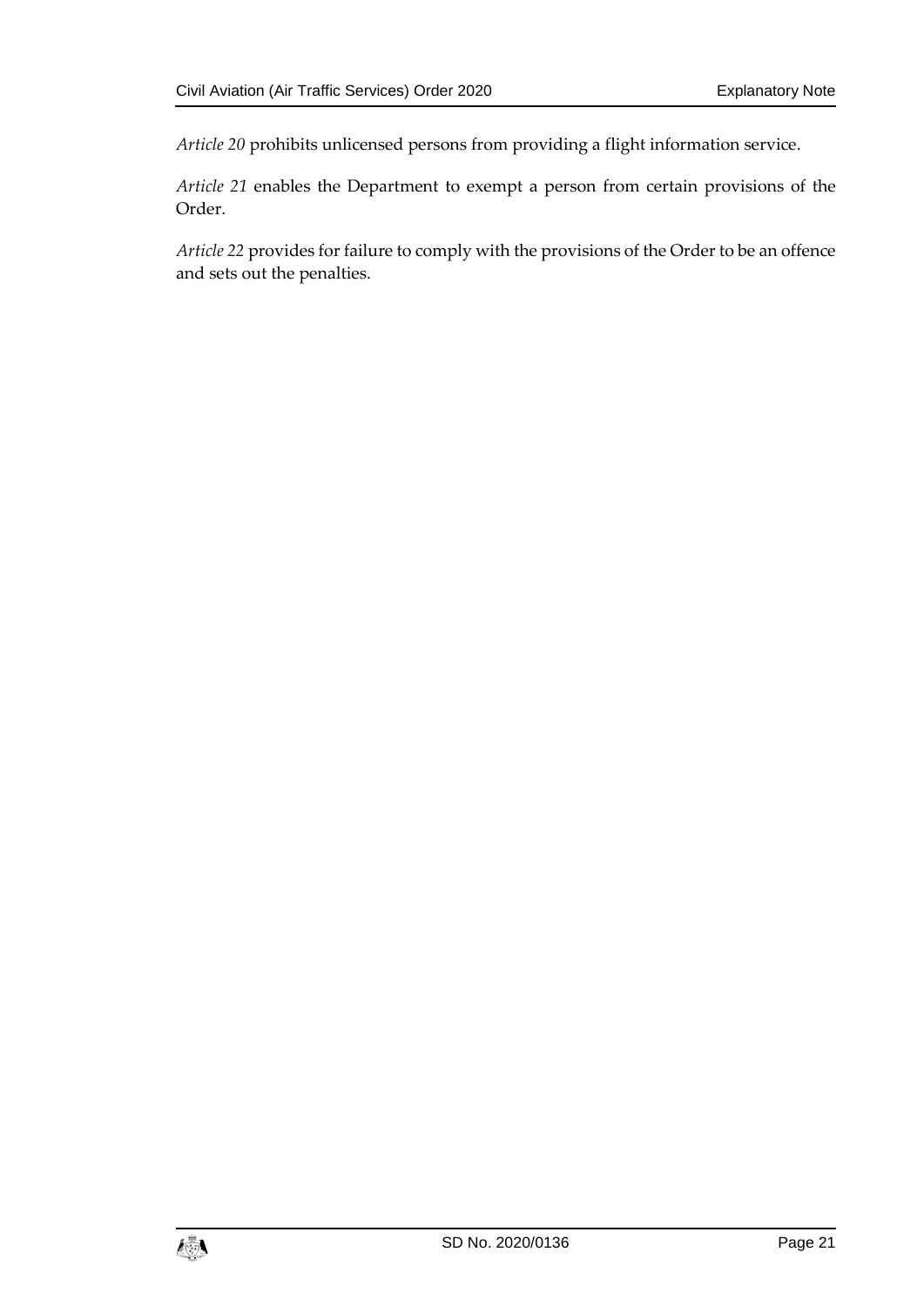*Article 20* prohibits unlicensed persons from providing a flight information service.

*Article 21* enables the Department to exempt a person from certain provisions of the Order.

*Article 22* provides for failure to comply with the provisions of the Order to be an offence and sets out the penalties.